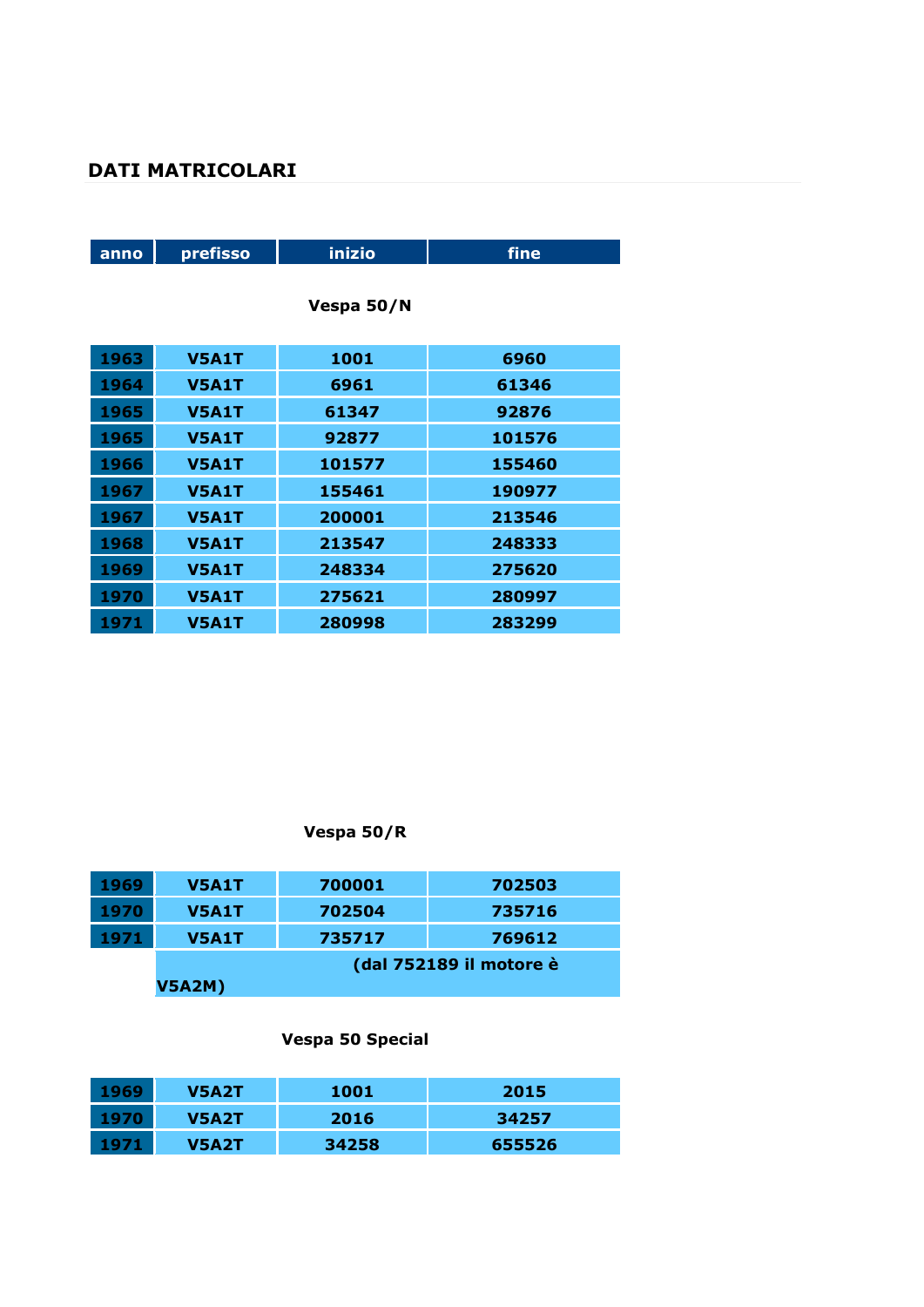## DATI MATRICOLARI

| anno | prefisso | inizio | fine |
|---|---|---|---|

**Vespa 50/N**

| anno | prefisso | inizio | fine |
|---|---|---|---|
| 1963 | V5A1T | 1001 | 6960 |
| 1964 | V5A1T | 6961 | 61346 |
| 1965 | V5A1T | 61347 | 92876 |
| 1965 | V5A1T | 92877 | 101576 |
| 1966 | V5A1T | 101577 | 155460 |
| 1967 | V5A1T | 155461 | 190977 |
| 1967 | V5A1T | 200001 | 213546 |
| 1968 | V5A1T | 213547 | 248333 |
| 1969 | V5A1T | 248334 | 275620 |
| 1970 | V5A1T | 275621 | 280997 |
| 1971 | V5A1T | 280998 | 283299 |

**Vespa 50/R**

| anno | prefisso | inizio | fine |
|---|---|---|---|
| 1969 | V5A1T | 700001 | 702503 |
| 1970 | V5A1T | 702504 | 735716 |
| 1971 | V5A1T | 735717 | 769612 |
| | (dal 752189 il motore è V5A2M) | | |

**Vespa 50 Special**

| anno | prefisso | inizio | fine |
|---|---|---|---|
| 1969 | V5A2T | 1001 | 2015 |
| 1970 | V5A2T | 2016 | 34257 |
| 1971 | V5A2T | 34258 | 655526 |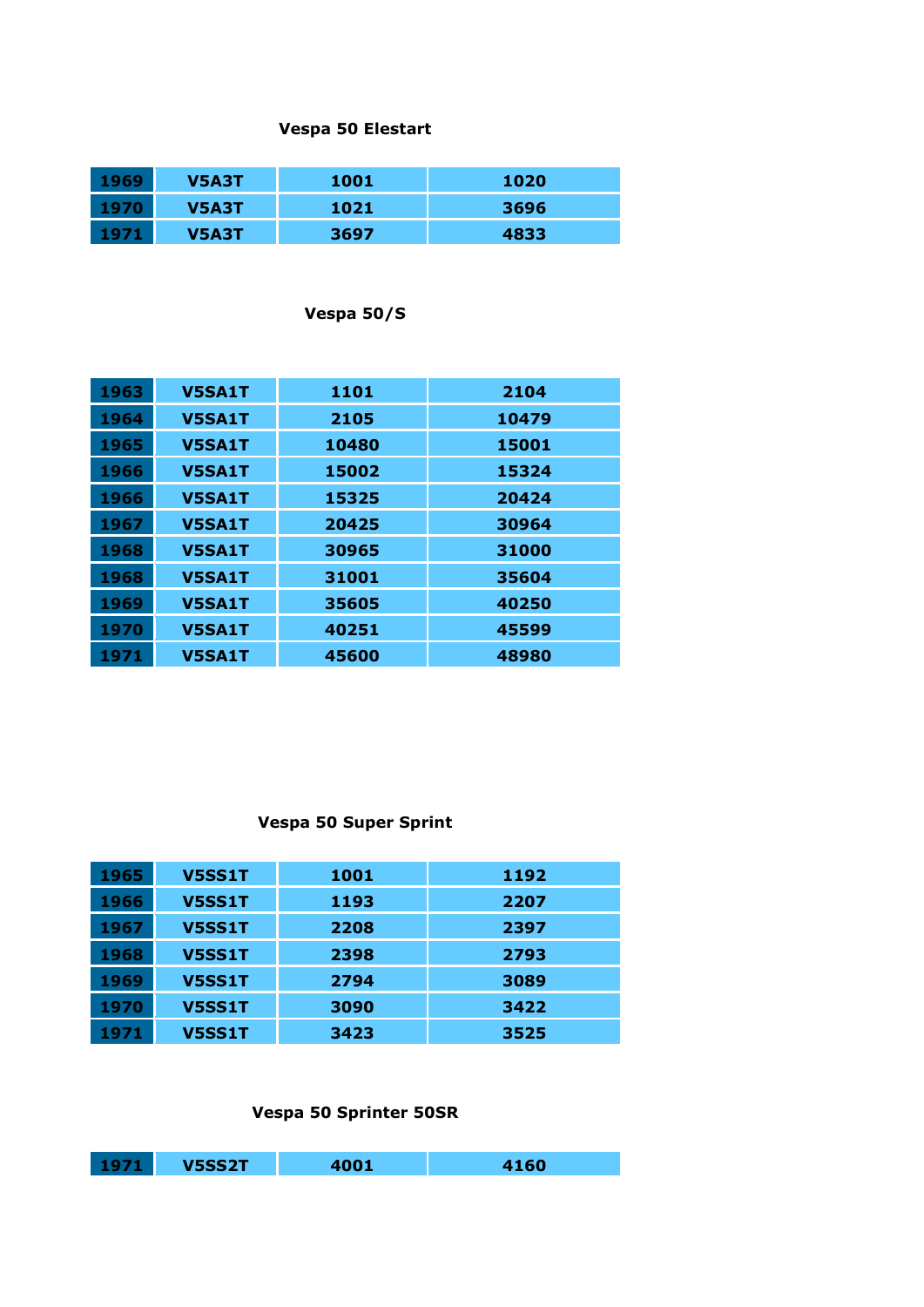### Vespa 50 Elestart

| | | | |
|---|---|---|---|
| 1969 | V5A3T | 1001 | 1020 |
| 1970 | V5A3T | 1021 | 3696 |
| 1971 | V5A3T | 3697 | 4833 |

### Vespa 50/S

| | | | |
|---|---|---|---|
| 1963 | V5SA1T | 1101 | 2104 |
| 1964 | V5SA1T | 2105 | 10479 |
| 1965 | V5SA1T | 10480 | 15001 |
| 1966 | V5SA1T | 15002 | 15324 |
| 1966 | V5SA1T | 15325 | 20424 |
| 1967 | V5SA1T | 20425 | 30964 |
| 1968 | V5SA1T | 30965 | 31000 |
| 1968 | V5SA1T | 31001 | 35604 |
| 1969 | V5SA1T | 35605 | 40250 |
| 1970 | V5SA1T | 40251 | 45599 |
| 1971 | V5SA1T | 45600 | 48980 |

### Vespa 50 Super Sprint

| | | | |
|---|---|---|---|
| 1965 | V5SS1T | 1001 | 1192 |
| 1966 | V5SS1T | 1193 | 2207 |
| 1967 | V5SS1T | 2208 | 2397 |
| 1968 | V5SS1T | 2398 | 2793 |
| 1969 | V5SS1T | 2794 | 3089 |
| 1970 | V5SS1T | 3090 | 3422 |
| 1971 | V5SS1T | 3423 | 3525 |

### Vespa 50 Sprinter 50SR

| | | | |
|---|---|---|---|
| 1971 | V5SS2T | 4001 | 4160 |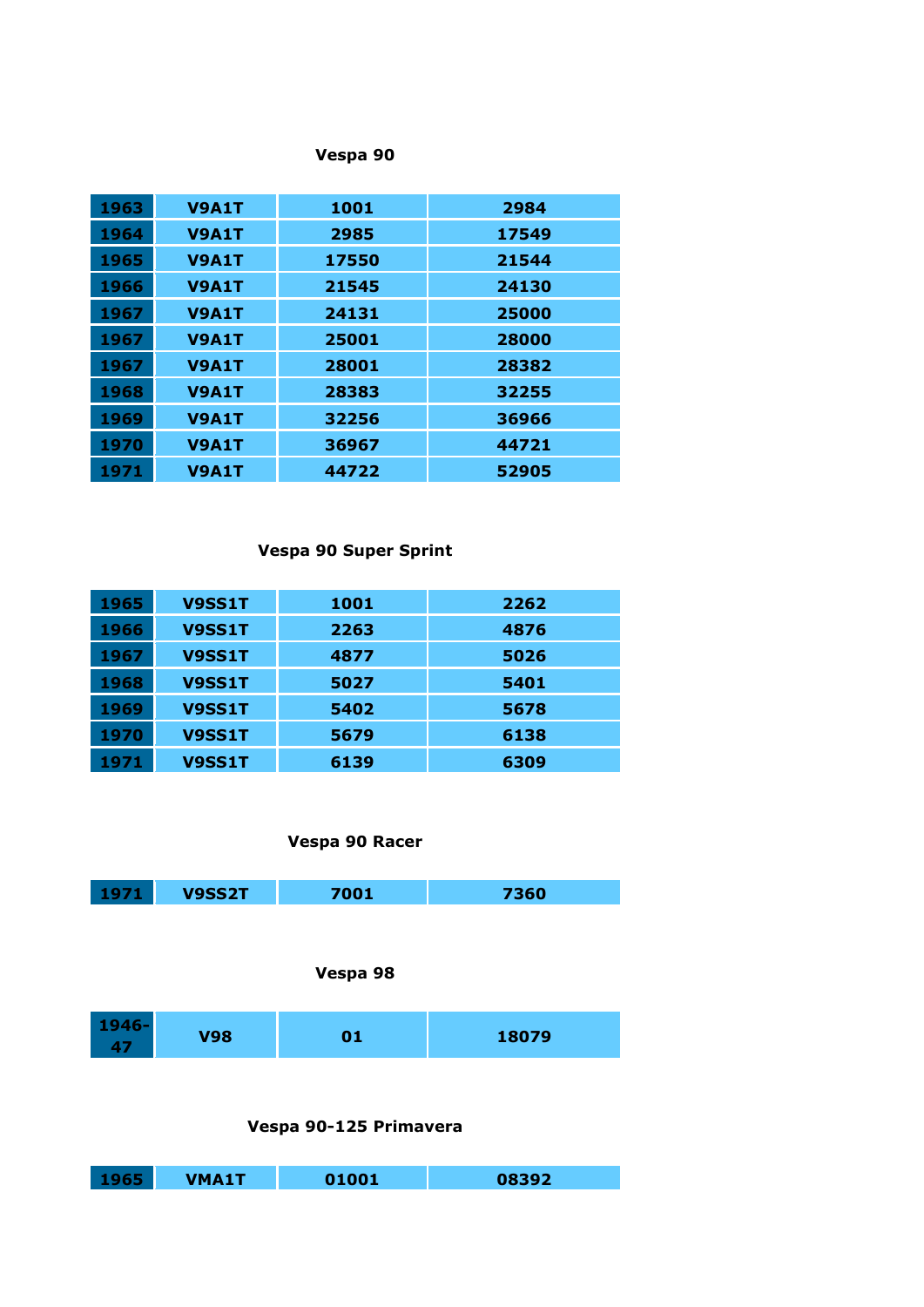### Vespa 90

| | | | |
|---|---|---|---|
| 1963 | V9A1T | 1001 | 2984 |
| 1964 | V9A1T | 2985 | 17549 |
| 1965 | V9A1T | 17550 | 21544 |
| 1966 | V9A1T | 21545 | 24130 |
| 1967 | V9A1T | 24131 | 25000 |
| 1967 | V9A1T | 25001 | 28000 |
| 1967 | V9A1T | 28001 | 28382 |
| 1968 | V9A1T | 28383 | 32255 |
| 1969 | V9A1T | 32256 | 36966 |
| 1970 | V9A1T | 36967 | 44721 |
| 1971 | V9A1T | 44722 | 52905 |

### Vespa 90 Super Sprint

| | | | |
|---|---|---|---|
| 1965 | V9SS1T | 1001 | 2262 |
| 1966 | V9SS1T | 2263 | 4876 |
| 1967 | V9SS1T | 4877 | 5026 |
| 1968 | V9SS1T | 5027 | 5401 |
| 1969 | V9SS1T | 5402 | 5678 |
| 1970 | V9SS1T | 5679 | 6138 |
| 1971 | V9SS1T | 6139 | 6309 |

### Vespa 90 Racer

| | | | |
|---|---|---|---|
| 1971 | V9SS2T | 7001 | 7360 |

### Vespa 98

| | | | |
|---|---|---|---|
| 1946-47 | V98 | 01 | 18079 |

### Vespa 90-125 Primavera

| | | | |
|---|---|---|---|
| 1965 | VMA1T | 01001 | 08392 |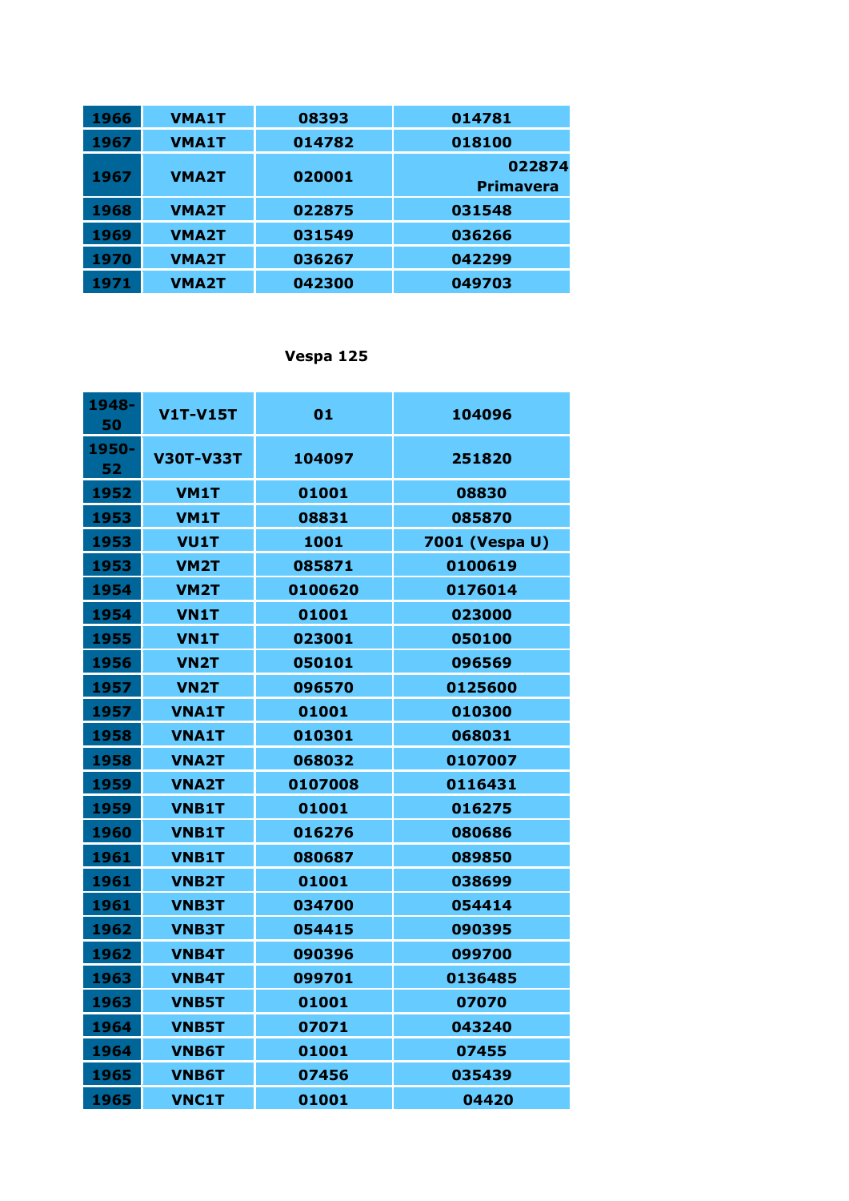| 1966 | VMA1T | 08393 | 014781 |
|---|---|---|---|
| 1967 | VMA1T | 014782 | 018100 |
| 1967 | VMA2T | 020001 | 022874 Primavera |
| 1968 | VMA2T | 022875 | 031548 |
| 1969 | VMA2T | 031549 | 036266 |
| 1970 | VMA2T | 036267 | 042299 |
| 1971 | VMA2T | 042300 | 049703 |

**Vespa 125**

| 1948-50 | V1T-V15T | 01 | 104096 |
|---|---|---|---|
| 1950-52 | V30T-V33T | 104097 | 251820 |
| 1952 | VM1T | 01001 | 08830 |
| 1953 | VM1T | 08831 | 085870 |
| 1953 | VU1T | 1001 | 7001 (Vespa U) |
| 1953 | VM2T | 085871 | 0100619 |
| 1954 | VM2T | 0100620 | 0176014 |
| 1954 | VN1T | 01001 | 023000 |
| 1955 | VN1T | 023001 | 050100 |
| 1956 | VN2T | 050101 | 096569 |
| 1957 | VN2T | 096570 | 0125600 |
| 1957 | VNA1T | 01001 | 010300 |
| 1958 | VNA1T | 010301 | 068031 |
| 1958 | VNA2T | 068032 | 0107007 |
| 1959 | VNA2T | 0107008 | 0116431 |
| 1959 | VNB1T | 01001 | 016275 |
| 1960 | VNB1T | 016276 | 080686 |
| 1961 | VNB1T | 080687 | 089850 |
| 1961 | VNB2T | 01001 | 038699 |
| 1961 | VNB3T | 034700 | 054414 |
| 1962 | VNB3T | 054415 | 090395 |
| 1962 | VNB4T | 090396 | 099700 |
| 1963 | VNB4T | 099701 | 0136485 |
| 1963 | VNB5T | 01001 | 07070 |
| 1964 | VNB5T | 07071 | 043240 |
| 1964 | VNB6T | 01001 | 07455 |
| 1965 | VNB6T | 07456 | 035439 |
| 1965 | VNC1T | 01001 | 04420 |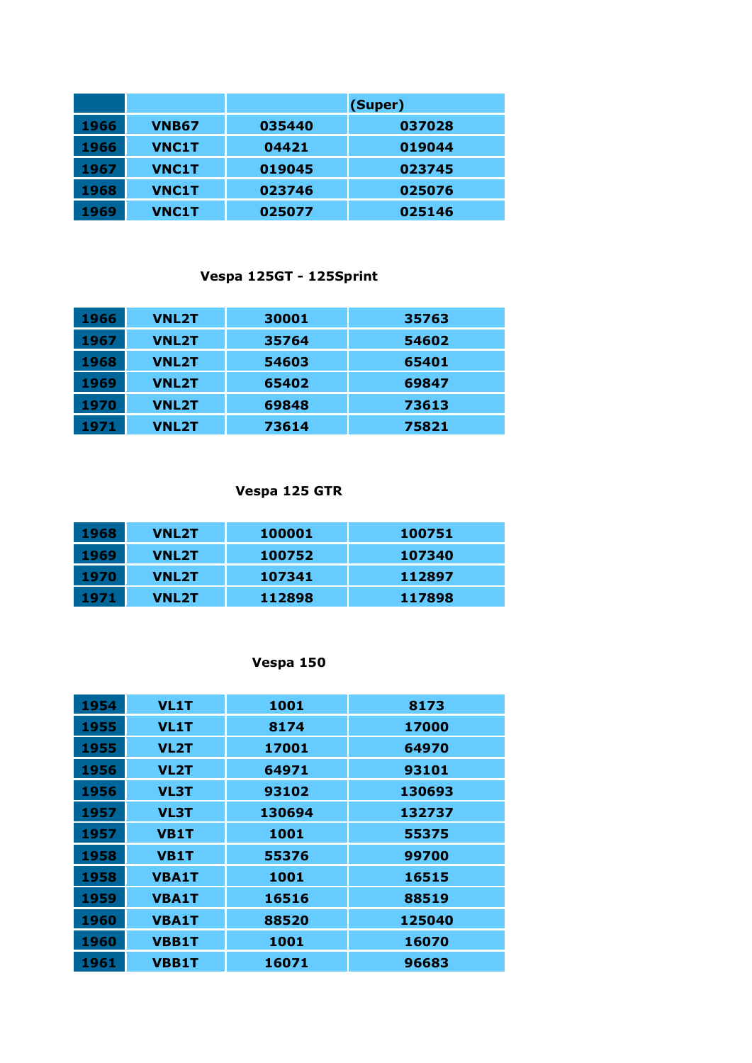|  |  |  | (Super) |
|---|---|---|---|
| 1966 | VNB67 | 035440 | 037028 |
| 1966 | VNC1T | 04421 | 019044 |
| 1967 | VNC1T | 019045 | 023745 |
| 1968 | VNC1T | 023746 | 025076 |
| 1969 | VNC1T | 025077 | 025146 |

### Vespa 125GT - 125Sprint

| | | | |
|---|---|---|---|
| 1966 | VNL2T | 30001 | 35763 |
| 1967 | VNL2T | 35764 | 54602 |
| 1968 | VNL2T | 54603 | 65401 |
| 1969 | VNL2T | 65402 | 69847 |
| 1970 | VNL2T | 69848 | 73613 |
| 1971 | VNL2T | 73614 | 75821 |

### Vespa 125 GTR

| | | | |
|---|---|---|---|
| 1968 | VNL2T | 100001 | 100751 |
| 1969 | VNL2T | 100752 | 107340 |
| 1970 | VNL2T | 107341 | 112897 |
| 1971 | VNL2T | 112898 | 117898 |

### Vespa 150

| | | | |
|---|---|---|---|
| 1954 | VL1T | 1001 | 8173 |
| 1955 | VL1T | 8174 | 17000 |
| 1955 | VL2T | 17001 | 64970 |
| 1956 | VL2T | 64971 | 93101 |
| 1956 | VL3T | 93102 | 130693 |
| 1957 | VL3T | 130694 | 132737 |
| 1957 | VB1T | 1001 | 55375 |
| 1958 | VB1T | 55376 | 99700 |
| 1958 | VBA1T | 1001 | 16515 |
| 1959 | VBA1T | 16516 | 88519 |
| 1960 | VBA1T | 88520 | 125040 |
| 1960 | VBB1T | 1001 | 16070 |
| 1961 | VBB1T | 16071 | 96683 |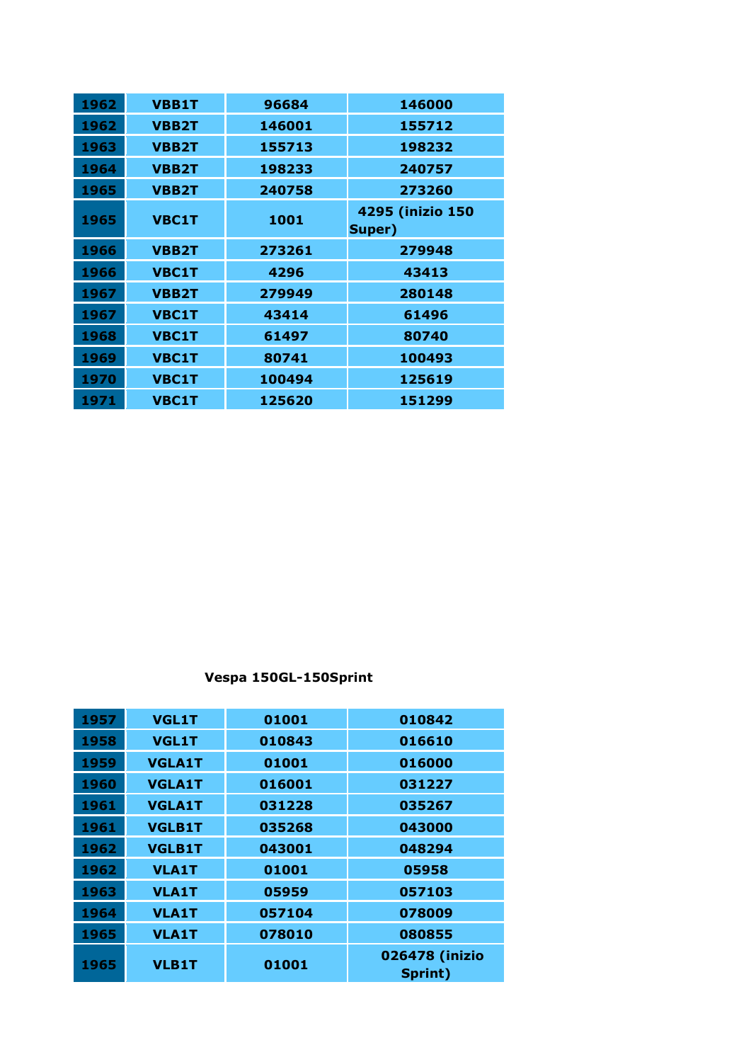| 1962 | VBB1T | 96684 | 146000 |
|---|---|---|---|
| 1962 | VBB2T | 146001 | 155712 |
| 1963 | VBB2T | 155713 | 198232 |
| 1964 | VBB2T | 198233 | 240757 |
| 1965 | VBB2T | 240758 | 273260 |
| 1965 | VBC1T | 1001 | 4295 (inizio 150 Super) |
| 1966 | VBB2T | 273261 | 279948 |
| 1966 | VBC1T | 4296 | 43413 |
| 1967 | VBB2T | 279949 | 280148 |
| 1967 | VBC1T | 43414 | 61496 |
| 1968 | VBC1T | 61497 | 80740 |
| 1969 | VBC1T | 80741 | 100493 |
| 1970 | VBC1T | 100494 | 125619 |
| 1971 | VBC1T | 125620 | 151299 |

**Vespa 150GL-150Sprint**

| 1957 | VGL1T | 01001 | 010842 |
|---|---|---|---|
| 1958 | VGL1T | 010843 | 016610 |
| 1959 | VGLA1T | 01001 | 016000 |
| 1960 | VGLA1T | 016001 | 031227 |
| 1961 | VGLA1T | 031228 | 035267 |
| 1961 | VGLB1T | 035268 | 043000 |
| 1962 | VGLB1T | 043001 | 048294 |
| 1962 | VLA1T | 01001 | 05958 |
| 1963 | VLA1T | 05959 | 057103 |
| 1964 | VLA1T | 057104 | 078009 |
| 1965 | VLA1T | 078010 | 080855 |
| 1965 | VLB1T | 01001 | 026478 (inizio Sprint) |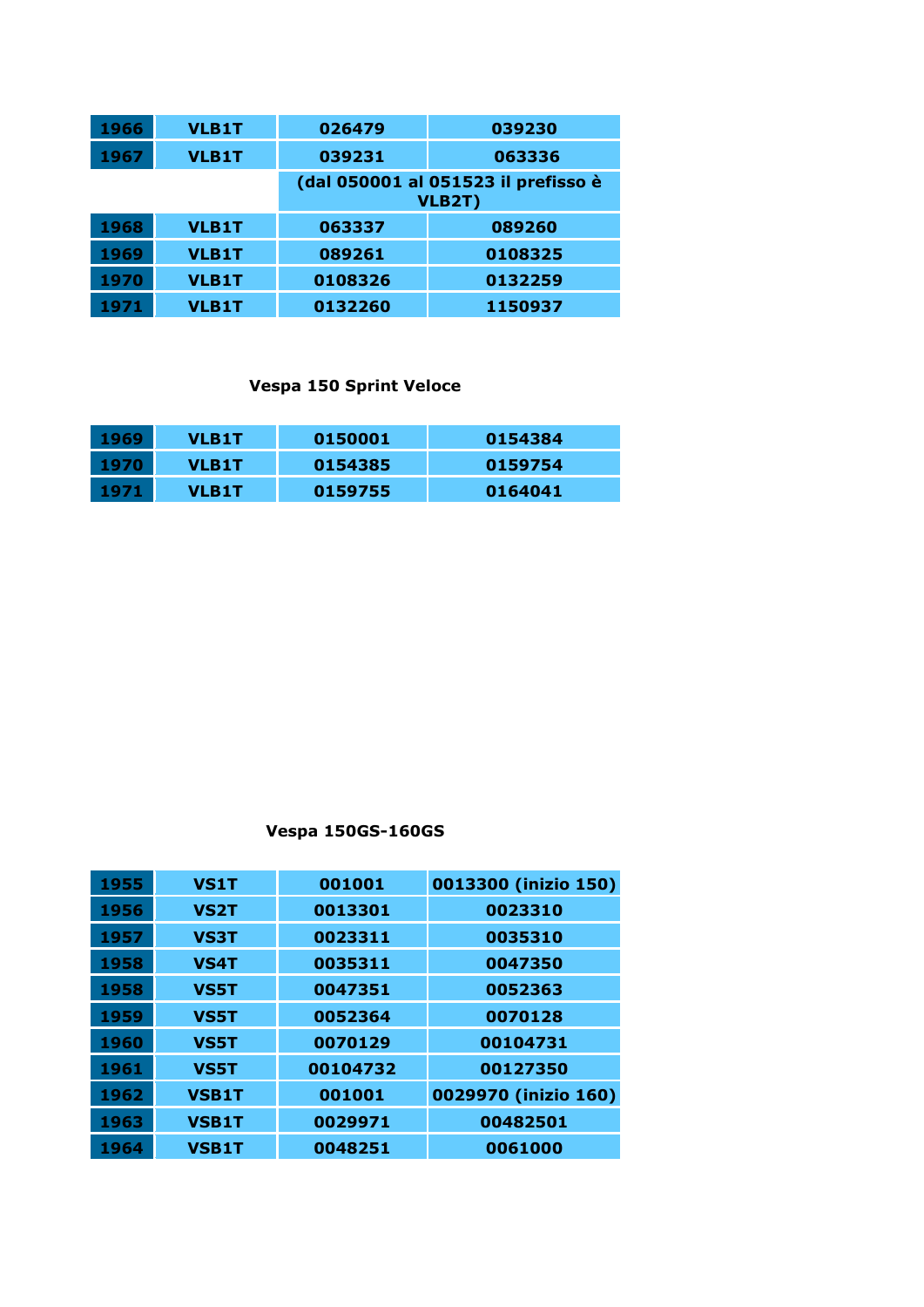| 1966 | VLB1T | 026479 | 039230 |
|---|---|---|---|
| 1967 | VLB1T | 039231 | 063336 |
| | | (dal 050001 al 051523 il prefisso è VLB2T) | |
| 1968 | VLB1T | 063337 | 089260 |
| 1969 | VLB1T | 089261 | 0108325 |
| 1970 | VLB1T | 0108326 | 0132259 |
| 1971 | VLB1T | 0132260 | 1150937 |

**Vespa 150 Sprint Veloce**

| 1969 | VLB1T | 0150001 | 0154384 |
|---|---|---|---|
| 1970 | VLB1T | 0154385 | 0159754 |
| 1971 | VLB1T | 0159755 | 0164041 |

**Vespa 150GS-160GS**

| 1955 | VS1T | 001001 | 0013300 (inizio 150) |
|---|---|---|---|
| 1956 | VS2T | 0013301 | 0023310 |
| 1957 | VS3T | 0023311 | 0035310 |
| 1958 | VS4T | 0035311 | 0047350 |
| 1958 | VS5T | 0047351 | 0052363 |
| 1959 | VS5T | 0052364 | 0070128 |
| 1960 | VS5T | 0070129 | 00104731 |
| 1961 | VS5T | 00104732 | 00127350 |
| 1962 | VSB1T | 001001 | 0029970 (inizio 160) |
| 1963 | VSB1T | 0029971 | 00482501 |
| 1964 | VSB1T | 0048251 | 0061000 |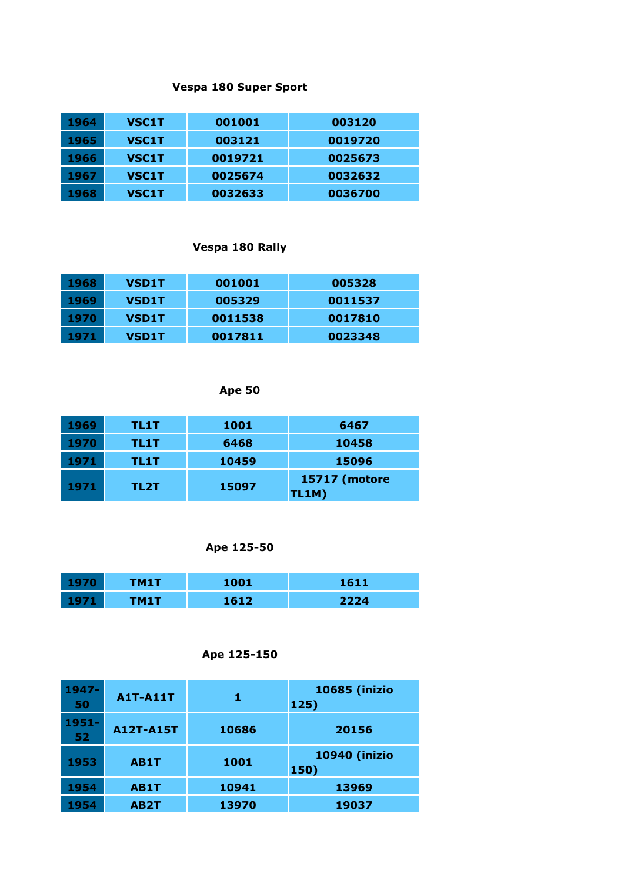### Vespa 180 Super Sport

| | | | |
|---|---|---|---|
| 1964 | VSC1T | 001001 | 003120 |
| 1965 | VSC1T | 003121 | 0019720 |
| 1966 | VSC1T | 0019721 | 0025673 |
| 1967 | VSC1T | 0025674 | 0032632 |
| 1968 | VSC1T | 0032633 | 0036700 |

### Vespa 180 Rally

| | | | |
|---|---|---|---|
| 1968 | VSD1T | 001001 | 005328 |
| 1969 | VSD1T | 005329 | 0011537 |
| 1970 | VSD1T | 0011538 | 0017810 |
| 1971 | VSD1T | 0017811 | 0023348 |

### Ape 50

| | | | |
|---|---|---|---|
| 1969 | TL1T | 1001 | 6467 |
| 1970 | TL1T | 6468 | 10458 |
| 1971 | TL1T | 10459 | 15096 |
| 1971 | TL2T | 15097 | 15717 (motore TL1M) |

### Ape 125-50

| | | | |
|---|---|---|---|
| 1970 | TM1T | 1001 | 1611 |
| 1971 | TM1T | 1612 | 2224 |

### Ape 125-150

| | | | |
|---|---|---|---|
| 1947-50 | A1T-A11T | 1 | 10685 (inizio 125) |
| 1951-52 | A12T-A15T | 10686 | 20156 |
| 1953 | AB1T | 1001 | 10940 (inizio 150) |
| 1954 | AB1T | 10941 | 13969 |
| 1954 | AB2T | 13970 | 19037 |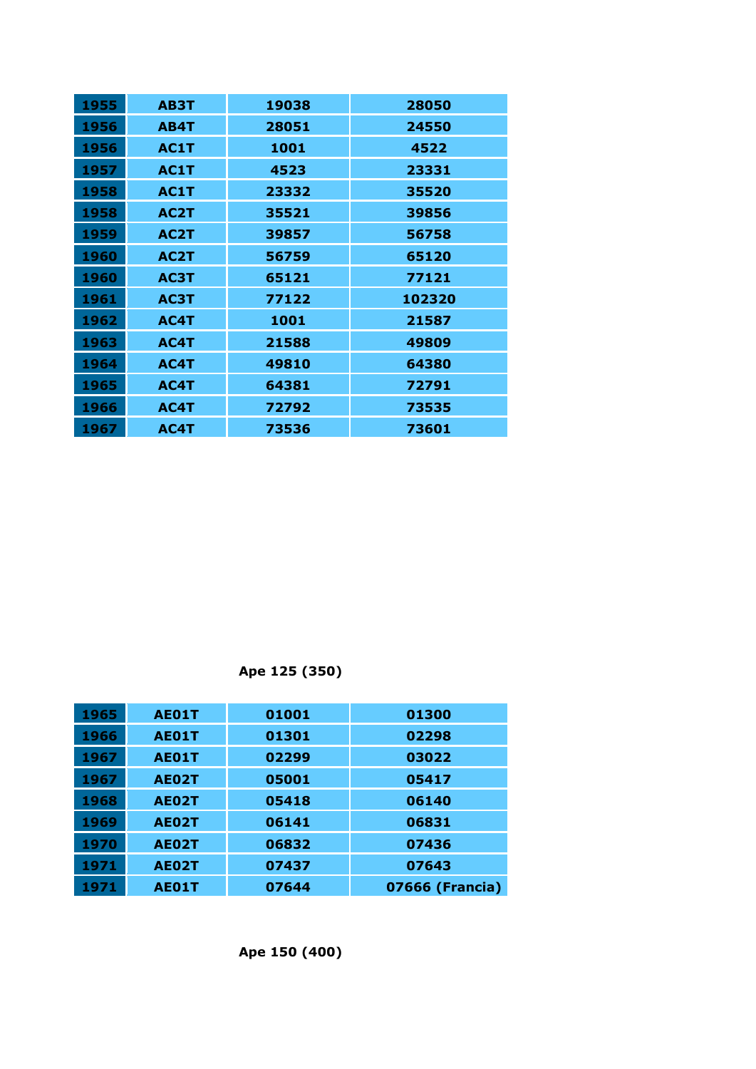| | | | |
|---|---|---|---|
| 1955 | AB3T | 19038 | 28050 |
| 1956 | AB4T | 28051 | 24550 |
| 1956 | AC1T | 1001 | 4522 |
| 1957 | AC1T | 4523 | 23331 |
| 1958 | AC1T | 23332 | 35520 |
| 1958 | AC2T | 35521 | 39856 |
| 1959 | AC2T | 39857 | 56758 |
| 1960 | AC2T | 56759 | 65120 |
| 1960 | AC3T | 65121 | 77121 |
| 1961 | AC3T | 77122 | 102320 |
| 1962 | AC4T | 1001 | 21587 |
| 1963 | AC4T | 21588 | 49809 |
| 1964 | AC4T | 49810 | 64380 |
| 1965 | AC4T | 64381 | 72791 |
| 1966 | AC4T | 72792 | 73535 |
| 1967 | AC4T | 73536 | 73601 |

**Ape 125 (350)**

| | | | |
|---|---|---|---|
| 1965 | AE01T | 01001 | 01300 |
| 1966 | AE01T | 01301 | 02298 |
| 1967 | AE01T | 02299 | 03022 |
| 1967 | AE02T | 05001 | 05417 |
| 1968 | AE02T | 05418 | 06140 |
| 1969 | AE02T | 06141 | 06831 |
| 1970 | AE02T | 06832 | 07436 |
| 1971 | AE02T | 07437 | 07643 |
| 1971 | AE01T | 07644 | 07666 (Francia) |

**Ape 150 (400)**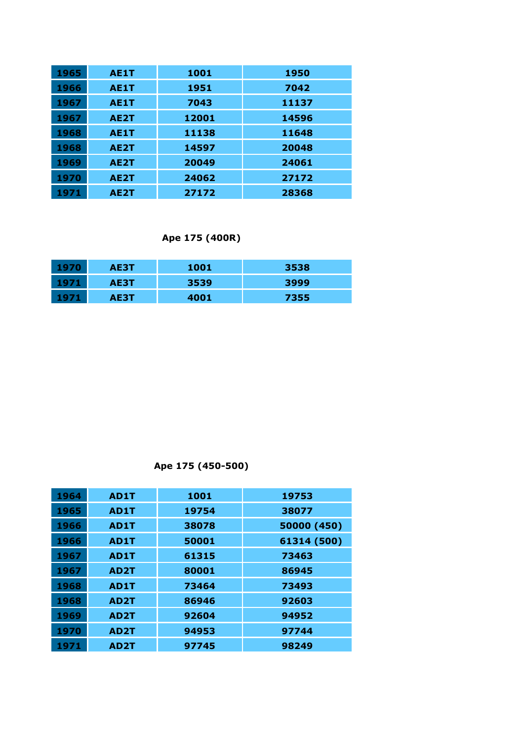| | | | |
|---|---|---|---|
| 1965 | AE1T | 1001 | 1950 |
| 1966 | AE1T | 1951 | 7042 |
| 1967 | AE1T | 7043 | 11137 |
| 1967 | AE2T | 12001 | 14596 |
| 1968 | AE1T | 11138 | 11648 |
| 1968 | AE2T | 14597 | 20048 |
| 1969 | AE2T | 20049 | 24061 |
| 1970 | AE2T | 24062 | 27172 |
| 1971 | AE2T | 27172 | 28368 |

**Ape 175 (400R)**

| | | | |
|---|---|---|---|
| 1970 | AE3T | 1001 | 3538 |
| 1971 | AE3T | 3539 | 3999 |
| 1971 | AE3T | 4001 | 7355 |

**Ape 175 (450-500)**

| | | | |
|---|---|---|---|
| 1964 | AD1T | 1001 | 19753 |
| 1965 | AD1T | 19754 | 38077 |
| 1966 | AD1T | 38078 | 50000 (450) |
| 1966 | AD1T | 50001 | 61314 (500) |
| 1967 | AD1T | 61315 | 73463 |
| 1967 | AD2T | 80001 | 86945 |
| 1968 | AD1T | 73464 | 73493 |
| 1968 | AD2T | 86946 | 92603 |
| 1969 | AD2T | 92604 | 94952 |
| 1970 | AD2T | 94953 | 97744 |
| 1971 | AD2T | 97745 | 98249 |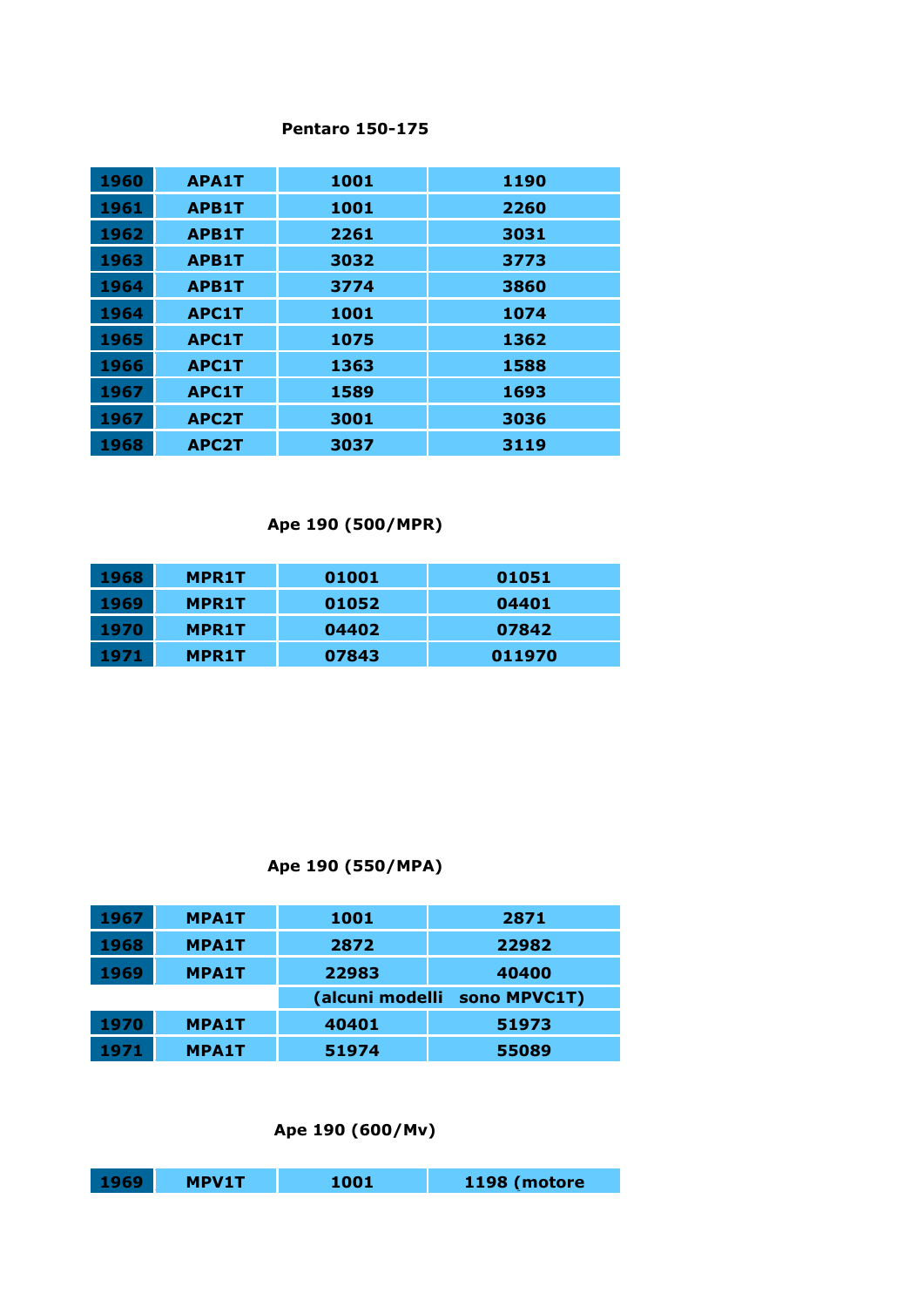**Pentaro 150-175**

| | | | |
|---|---|---|---|
| 1960 | APA1T | 1001 | 1190 |
| 1961 | APB1T | 1001 | 2260 |
| 1962 | APB1T | 2261 | 3031 |
| 1963 | APB1T | 3032 | 3773 |
| 1964 | APB1T | 3774 | 3860 |
| 1964 | APC1T | 1001 | 1074 |
| 1965 | APC1T | 1075 | 1362 |
| 1966 | APC1T | 1363 | 1588 |
| 1967 | APC1T | 1589 | 1693 |
| 1967 | APC2T | 3001 | 3036 |
| 1968 | APC2T | 3037 | 3119 |

**Ape 190 (500/MPR)**

| | | | |
|---|---|---|---|
| 1968 | MPR1T | 01001 | 01051 |
| 1969 | MPR1T | 01052 | 04401 |
| 1970 | MPR1T | 04402 | 07842 |
| 1971 | MPR1T | 07843 | 011970 |

**Ape 190 (550/MPA)**

| | | | |
|---|---|---|---|
| 1967 | MPA1T | 1001 | 2871 |
| 1968 | MPA1T | 2872 | 22982 |
| 1969 | MPA1T | 22983 | 40400 |
| | | (alcuni modelli | sono MPVC1T) |
| 1970 | MPA1T | 40401 | 51973 |
| 1971 | MPA1T | 51974 | 55089 |

**Ape 190 (600/Mv)**

| | | | |
|---|---|---|---|
| 1969 | MPV1T | 1001 | 1198 (motore |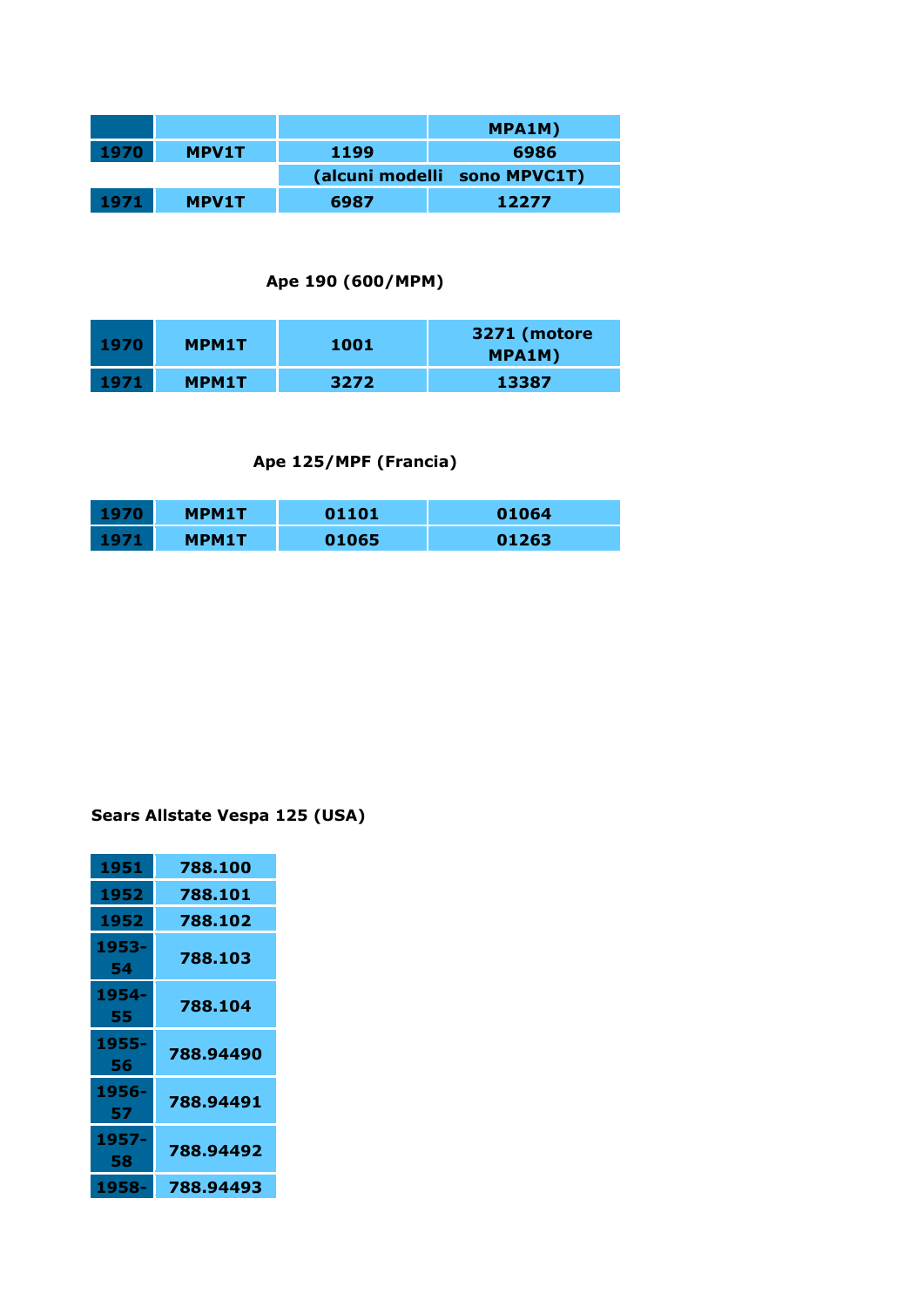| | | | |
|---|---|---|---|
| | | | MPA1M) |
| 1970 | MPV1T | 1199 | 6986 |
| | | (alcuni modelli sono MPVC1T) | |
| 1971 | MPV1T | 6987 | 12277 |

**Ape 190 (600/MPM)**

| | | | |
|---|---|---|---|
| 1970 | MPM1T | 1001 | 3271 (motore MPA1M) |
| 1971 | MPM1T | 3272 | 13387 |

**Ape 125/MPF (Francia)**

| | | | |
|---|---|---|---|
| 1970 | MPM1T | 01101 | 01064 |
| 1971 | MPM1T | 01065 | 01263 |

**Sears Allstate Vespa 125 (USA)**

| | |
|---|---|
| 1951 | 788.100 |
| 1952 | 788.101 |
| 1952 | 788.102 |
| 1953-54 | 788.103 |
| 1954-55 | 788.104 |
| 1955-56 | 788.94490 |
| 1956-57 | 788.94491 |
| 1957-58 | 788.94492 |
| 1958- | 788.94493 |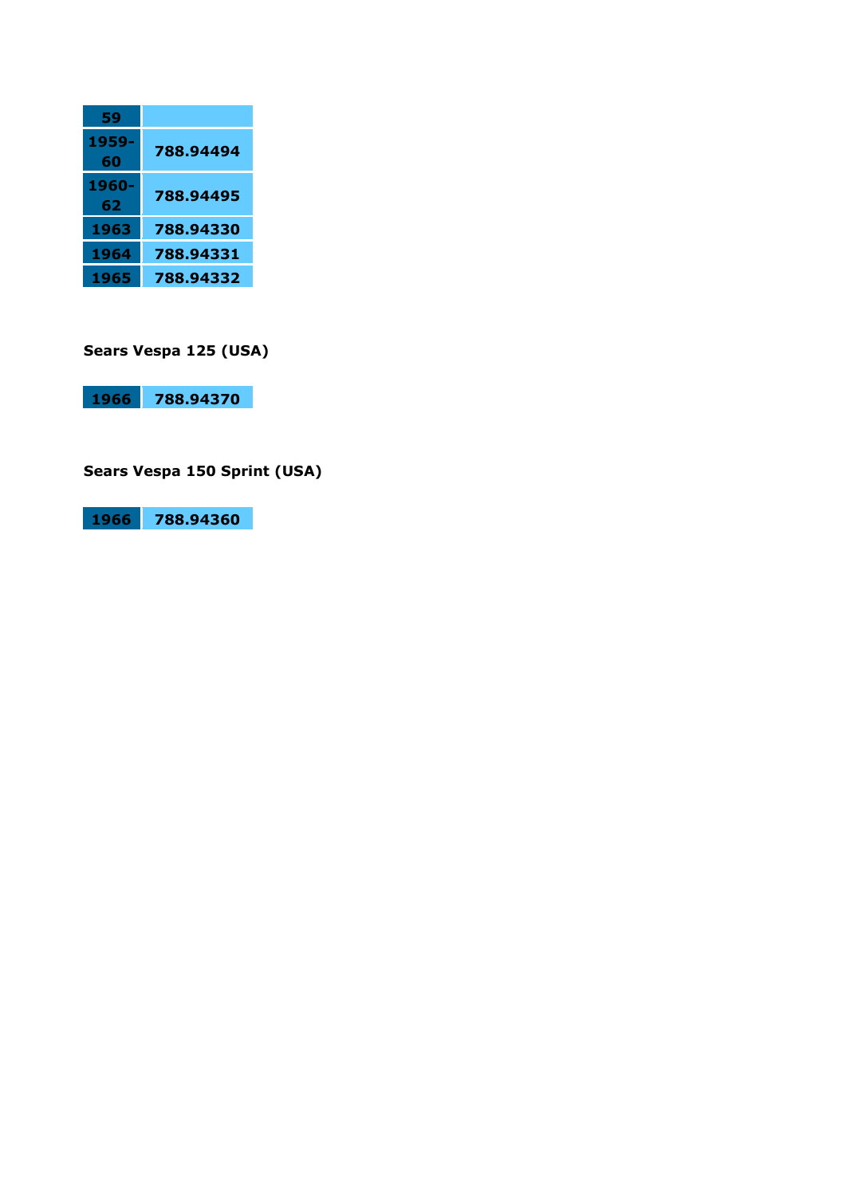| | |
|---|---|
| 59 | |
| 1959-60 | 788.94494 |
| 1960-62 | 788.94495 |
| 1963 | 788.94330 |
| 1964 | 788.94331 |
| 1965 | 788.94332 |

**Sears Vespa 125 (USA)**

| | |
|---|---|
| 1966 | 788.94370 |

**Sears Vespa 150 Sprint (USA)**

| | |
|---|---|
| 1966 | 788.94360 |